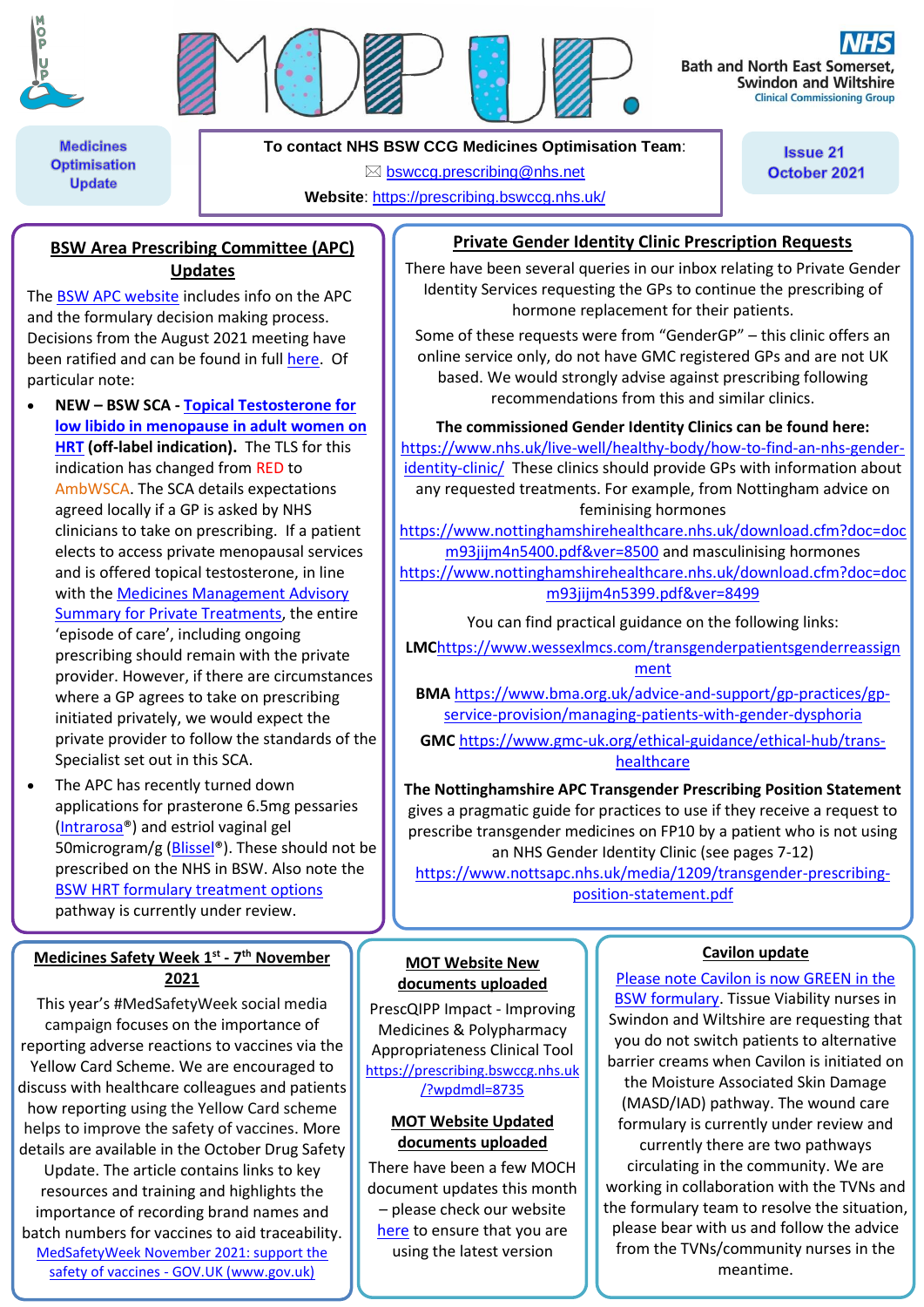# MOP UP

**Medicines Optimisation Update**

**To contact NHS BSW CCG Medicines Optimisation Team:**
✉ bswccg.prescribing@nhs.net
**Website:** https://prescribing.bswccg.nhs.uk/

Bath and North East Somerset, Swindon and Wiltshire Clinical Commissioning Group

**Issue 21 October 2021**

## BSW Area Prescribing Committee (APC) Updates

The BSW APC website includes info on the APC and the formulary decision making process. Decisions from the August 2021 meeting have been ratified and can be found in full here. Of particular note:

- NEW – BSW SCA - **Topical Testosterone for low libido in menopause in adult women on HRT (off-label indication).** The TLS for this indication has changed from RED to AmbWSCA. The SCA details expectations agreed locally if a GP is asked by NHS clinicians to take on prescribing. If a patient elects to access private menopausal services and is offered topical testosterone, in line with the Medicines Management Advisory Summary for Private Treatments, the entire 'episode of care', including ongoing prescribing should remain with the private provider. However, if there are circumstances where a GP agrees to take on prescribing initiated privately, we would expect the private provider to follow the standards of the Specialist set out in this SCA.
- The APC has recently turned down applications for prasterone 6.5mg pessaries (Intrarosa®) and estriol vaginal gel 50microgram/g (Blissel®). These should not be prescribed on the NHS in BSW. Also note the BSW HRT formulary treatment options pathway is currently under review.

## Private Gender Identity Clinic Prescription Requests

There have been several queries in our inbox relating to Private Gender Identity Services requesting the GPs to continue the prescribing of hormone replacement for their patients.

Some of these requests were from "GenderGP" – this clinic offers an online service only, do not have GMC registered GPs and are not UK based. We would strongly advise against prescribing following recommendations from this and similar clinics.

**The commissioned Gender Identity Clinics can be found here:** https://www.nhs.uk/live-well/healthy-body/how-to-find-an-nhs-gender-identity-clinic/ These clinics should provide GPs with information about any requested treatments. For example, from Nottingham advice on feminising hormones https://www.nottinghamshirehealthcare.nhs.uk/download.cfm?doc=docm93jijm4n5400.pdf&ver=8500 and masculinising hormones https://www.nottinghamshirehealthcare.nhs.uk/download.cfm?doc=docm93jijm4n5399.pdf&ver=8499

You can find practical guidance on the following links:

**LMC** https://www.wessexlmcs.com/transgenderpatientsgenderreassignment

**BMA** https://www.bma.org.uk/advice-and-support/gp-practices/gp-service-provision/managing-patients-with-gender-dysphoria

**GMC** https://www.gmc-uk.org/ethical-guidance/ethical-hub/trans-healthcare

**The Nottinghamshire APC Transgender Prescribing Position Statement** gives a pragmatic guide for practices to use if they receive a request to prescribe transgender medicines on FP10 by a patient who is not using an NHS Gender Identity Clinic (see pages 7-12) https://www.nottsapc.nhs.uk/media/1209/transgender-prescribing-position-statement.pdf

## Medicines Safety Week 1st - 7th November 2021

This year's #MedSafetyWeek social media campaign focuses on the importance of reporting adverse reactions to vaccines via the Yellow Card Scheme. We are encouraged to discuss with healthcare colleagues and patients how reporting using the Yellow Card scheme helps to improve the safety of vaccines. More details are available in the October Drug Safety Update. The article contains links to key resources and training and highlights the importance of recording brand names and batch numbers for vaccines to aid traceability. MedSafetyWeek November 2021: support the safety of vaccines - GOV.UK (www.gov.uk)

## MOT Website New documents uploaded

PrescQIPP Impact - Improving Medicines & Polypharmacy Appropriateness Clinical Tool https://prescribing.bswccg.nhs.uk/?wpdmdl=8735

## MOT Website Updated documents uploaded

There have been a few MOCH document updates this month – please check our website here to ensure that you are using the latest version

## Cavilon update

Please note Cavilon is now GREEN in the BSW formulary. Tissue Viability nurses in Swindon and Wiltshire are requesting that you do not switch patients to alternative barrier creams when Cavilon is initiated on the Moisture Associated Skin Damage (MASD/IAD) pathway. The wound care formulary is currently under review and currently there are two pathways circulating in the community. We are working in collaboration with the TVNs and the formulary team to resolve the situation, please bear with us and follow the advice from the TVNs/community nurses in the meantime.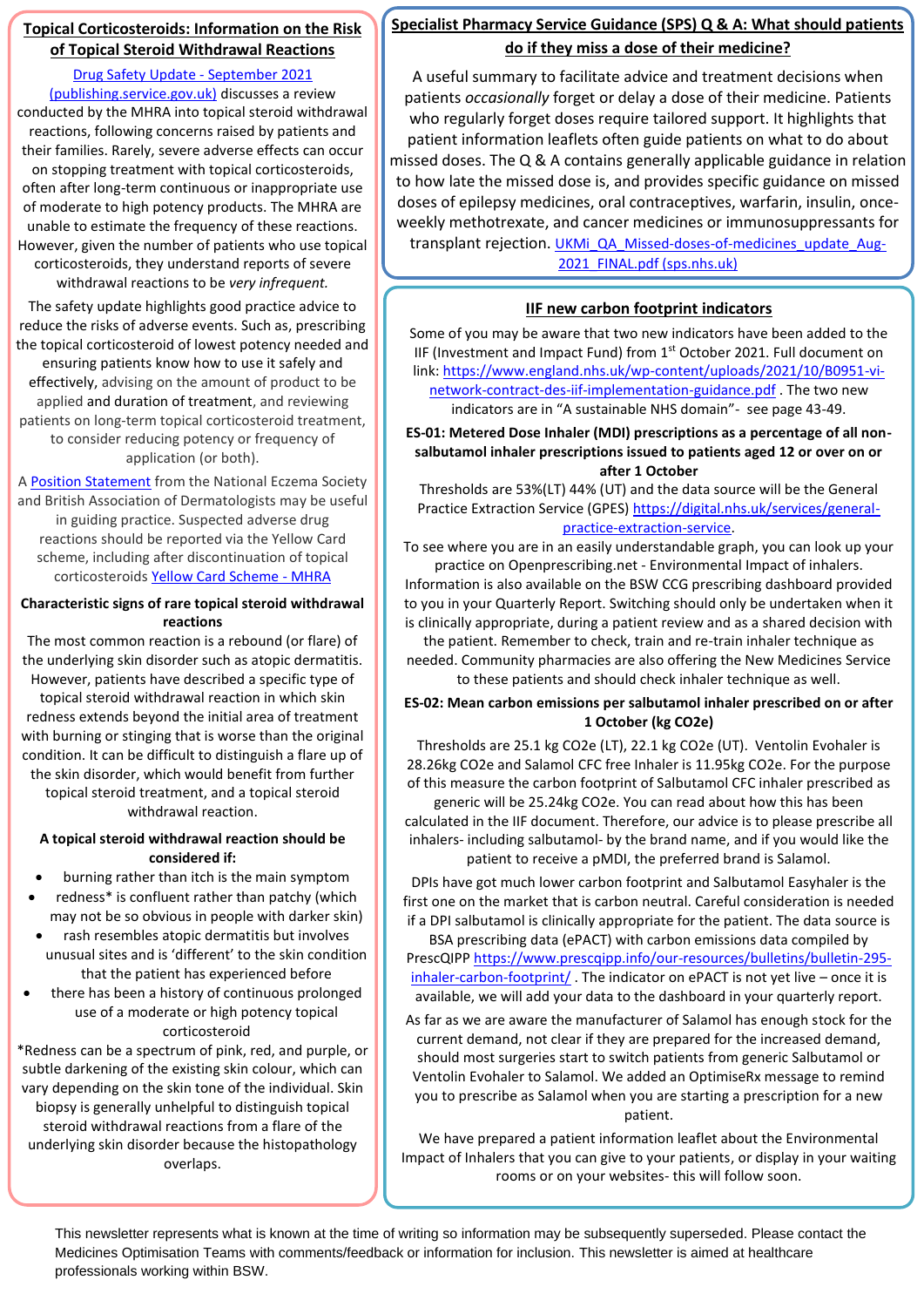## Topical Corticosteroids: Information on the Risk of Topical Steroid Withdrawal Reactions

Drug Safety Update - September 2021 (publishing.service.gov.uk) discusses a review conducted by the MHRA into topical steroid withdrawal reactions, following concerns raised by patients and their families. Rarely, severe adverse effects can occur on stopping treatment with topical corticosteroids, often after long-term continuous or inappropriate use of moderate to high potency products. The MHRA are unable to estimate the frequency of these reactions. However, given the number of patients who use topical corticosteroids, they understand reports of severe withdrawal reactions to be *very infrequent.*

The safety update highlights good practice advice to reduce the risks of adverse events. Such as, prescribing the topical corticosteroid of lowest potency needed and ensuring patients know how to use it safely and effectively, advising on the amount of product to be applied and duration of treatment, and reviewing patients on long-term topical corticosteroid treatment, to consider reducing potency or frequency of application (or both).

A Position Statement from the National Eczema Society and British Association of Dermatologists may be useful in guiding practice. Suspected adverse drug reactions should be reported via the Yellow Card scheme, including after discontinuation of topical corticosteroids Yellow Card Scheme - MHRA

**Characteristic signs of rare topical steroid withdrawal reactions**

The most common reaction is a rebound (or flare) of the underlying skin disorder such as atopic dermatitis. However, patients have described a specific type of topical steroid withdrawal reaction in which skin redness extends beyond the initial area of treatment with burning or stinging that is worse than the original condition. It can be difficult to distinguish a flare up of the skin disorder, which would benefit from further topical steroid treatment, and a topical steroid withdrawal reaction.

**A topical steroid withdrawal reaction should be considered if:**

- burning rather than itch is the main symptom
- redness* is confluent rather than patchy (which may not be so obvious in people with darker skin)
- rash resembles atopic dermatitis but involves unusual sites and is 'different' to the skin condition that the patient has experienced before
- there has been a history of continuous prolonged use of a moderate or high potency topical corticosteroid

*Redness can be a spectrum of pink, red, and purple, or subtle darkening of the existing skin colour, which can vary depending on the skin tone of the individual. Skin biopsy is generally unhelpful to distinguish topical steroid withdrawal reactions from a flare of the underlying skin disorder because the histopathology overlaps.

## Specialist Pharmacy Service Guidance (SPS) Q & A: What should patients do if they miss a dose of their medicine?

A useful summary to facilitate advice and treatment decisions when patients *occasionally* forget or delay a dose of their medicine. Patients who regularly forget doses require tailored support. It highlights that patient information leaflets often guide patients on what to do about missed doses. The Q & A contains generally applicable guidance in relation to how late the missed dose is, and provides specific guidance on missed doses of epilepsy medicines, oral contraceptives, warfarin, once-weekly methotrexate, and cancer medicines or immunosuppressants for transplant rejection. UKMi_QA_Missed-doses-of-medicines_update_Aug-2021_FINAL.pdf (sps.nhs.uk)

## IIF new carbon footprint indicators

Some of you may be aware that two new indicators have been added to the IIF (Investment and Impact Fund) from 1st October 2021. Full document on link: https://www.england.nhs.uk/wp-content/uploads/2021/10/B0951-vi-network-contract-des-iif-implementation-guidance.pdf . The two new indicators are in "A sustainable NHS domain"- see page 43-49.

**ES-01: Metered Dose Inhaler (MDI) prescriptions as a percentage of all non-salbutamol inhaler prescriptions issued to patients aged 12 or over on or after 1 October**

Thresholds are 53%(LT) 44% (UT) and the data source will be the General Practice Extraction Service (GPES) https://digital.nhs.uk/services/general-practice-extraction-service.

To see where you are in an easily understandable graph, you can look up your practice on Openprescribing.net - Environmental Impact of inhalers. Information is also available on the BSW CCG prescribing dashboard provided to you in your Quarterly Report. Switching should only be undertaken when it is clinically appropriate, during a patient review and as a shared decision with the patient. Remember to check, train and re-train inhaler technique as needed. Community pharmacies are also offering the New Medicines Service to these patients and should check inhaler technique as well.

**ES-02: Mean carbon emissions per salbutamol inhaler prescribed on or after 1 October (kg CO2e)**

Thresholds are 25.1 kg CO2e (LT), 22.1 kg CO2e (UT). Ventolin Evohaler is 28.26kg CO2e and Salamol CFC free Inhaler is 11.95kg CO2e. For the purpose of this measure the carbon footprint of Salbutamol CFC inhaler prescribed as generic will be 25.24kg CO2e. You can read about how this has been calculated in the IIF document. Therefore, our advice is to please prescribe all inhalers- including salbutamol- by the brand name, and if you would like the patient to receive a pMDI, the preferred brand is Salamol.

DPIs have got much lower carbon footprint and Salbutamol Easyhaler is the first one on the market that is carbon neutral. Careful consideration is needed if a DPI salbutamol is clinically appropriate for the patient. The data source is BSA prescribing data (ePACT) with carbon emissions data compiled by PrescQIPP https://www.prescqipp.info/our-resources/bulletins/bulletin-295-inhaler-carbon-footprint/ . The indicator on ePACT is not yet live – once it is available, we will add your data to the dashboard in your quarterly report.

As far as we are aware the manufacturer of Salamol has enough stock for the current demand, not clear if they are prepared for the increased demand, should most surgeries start to switch patients from generic Salbutamol or Ventolin Evohaler to Salamol. We added an OptimiseRx message to remind you to prescribe as Salamol when you are starting a prescription for a new patient.

We have prepared a patient information leaflet about the Environmental Impact of Inhalers that you can give to your patients, or display in your waiting rooms or on your websites- this will follow soon.

This newsletter represents what is known at the time of writing so information may be subsequently superseded. Please contact the Medicines Optimisation Teams with comments/feedback or information for inclusion. This newsletter is aimed at healthcare professionals working within BSW.